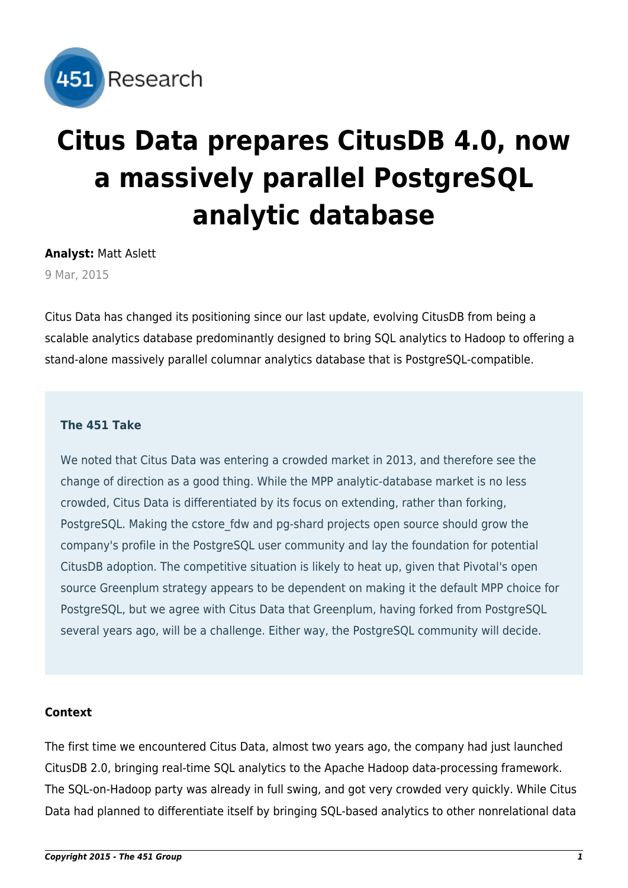# Citus Data prepares CitusDB 4.0, now a massively parallel PostgreSQL analytic database

**Analyst:** Matt Aslett

9 Mar, 2015

Citus Data has changed its positioning since our last update, evolving CitusDB from being a scalable analytics database predominantly designed to bring SQL analytics to Hadoop to offering a stand-alone massively parallel columnar analytics database that is PostgreSQL-compatible.

### The 451 Take

We noted that Citus Data was entering a crowded market in 2013, and therefore see the change of direction as a good thing. While the MPP analytic-database market is no less crowded, Citus Data is differentiated by its focus on extending, rather than forking, PostgreSQL. Making the cstore_fdw and pg-shard projects open source should grow the company's profile in the PostgreSQL user community and lay the foundation for potential CitusDB adoption. The competitive situation is likely to heat up, given that Pivotal's open source Greenplum strategy appears to be dependent on making it the default MPP choice for PostgreSQL, but we agree with Citus Data that Greenplum, having forked from PostgreSQL several years ago, will be a challenge. Either way, the PostgreSQL community will decide.

### Context

The first time we encountered Citus Data, almost two years ago, the company had just launched CitusDB 2.0, bringing real-time SQL analytics to the Apache Hadoop data-processing framework. The SQL-on-Hadoop party was already in full swing, and got very crowded very quickly. While Citus Data had planned to differentiate itself by bringing SQL-based analytics to other nonrelational data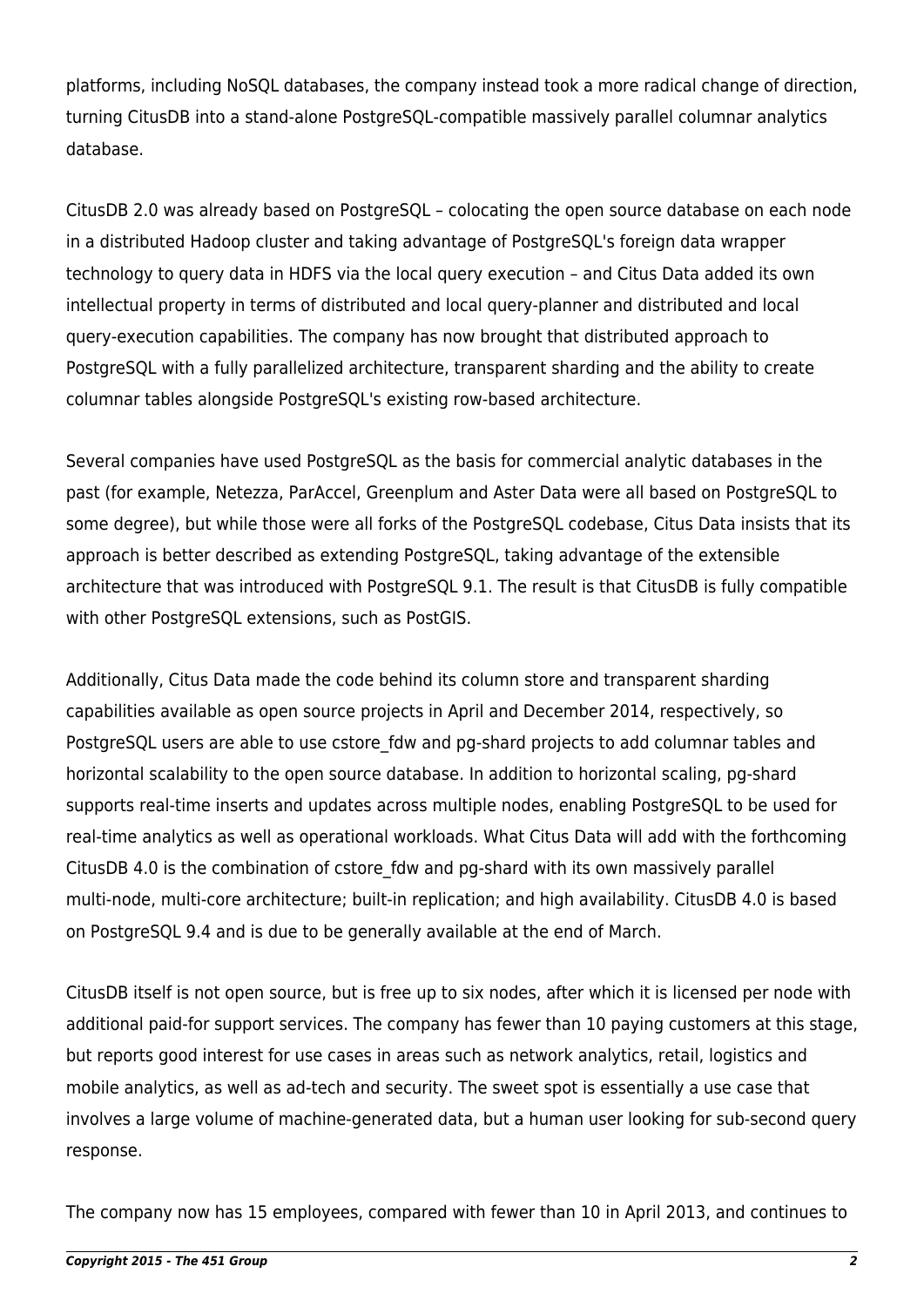platforms, including NoSQL databases, the company instead took a more radical change of direction, turning CitusDB into a stand-alone PostgreSQL-compatible massively parallel columnar analytics database.

CitusDB 2.0 was already based on PostgreSQL – colocating the open source database on each node in a distributed Hadoop cluster and taking advantage of PostgreSQL's foreign data wrapper technology to query data in HDFS via the local query execution – and Citus Data added its own intellectual property in terms of distributed and local query-planner and distributed and local query-execution capabilities. The company has now brought that distributed approach to PostgreSQL with a fully parallelized architecture, transparent sharding and the ability to create columnar tables alongside PostgreSQL's existing row-based architecture.

Several companies have used PostgreSQL as the basis for commercial analytic databases in the past (for example, Netezza, ParAccel, Greenplum and Aster Data were all based on PostgreSQL to some degree), but while those were all forks of the PostgreSQL codebase, Citus Data insists that its approach is better described as extending PostgreSQL, taking advantage of the extensible architecture that was introduced with PostgreSQL 9.1. The result is that CitusDB is fully compatible with other PostgreSQL extensions, such as PostGIS.

Additionally, Citus Data made the code behind its column store and transparent sharding capabilities available as open source projects in April and December 2014, respectively, so PostgreSQL users are able to use cstore_fdw and pg-shard projects to add columnar tables and horizontal scalability to the open source database. In addition to horizontal scaling, pg-shard supports real-time inserts and updates across multiple nodes, enabling PostgreSQL to be used for real-time analytics as well as operational workloads. What Citus Data will add with the forthcoming CitusDB 4.0 is the combination of cstore_fdw and pg-shard with its own massively parallel multi-node, multi-core architecture; built-in replication; and high availability. CitusDB 4.0 is based on PostgreSQL 9.4 and is due to be generally available at the end of March.

CitusDB itself is not open source, but is free up to six nodes, after which it is licensed per node with additional paid-for support services. The company has fewer than 10 paying customers at this stage, but reports good interest for use cases in areas such as network analytics, retail, logistics and mobile analytics, as well as ad-tech and security. The sweet spot is essentially a use case that involves a large volume of machine-generated data, but a human user looking for sub-second query response.

The company now has 15 employees, compared with fewer than 10 in April 2013, and continues to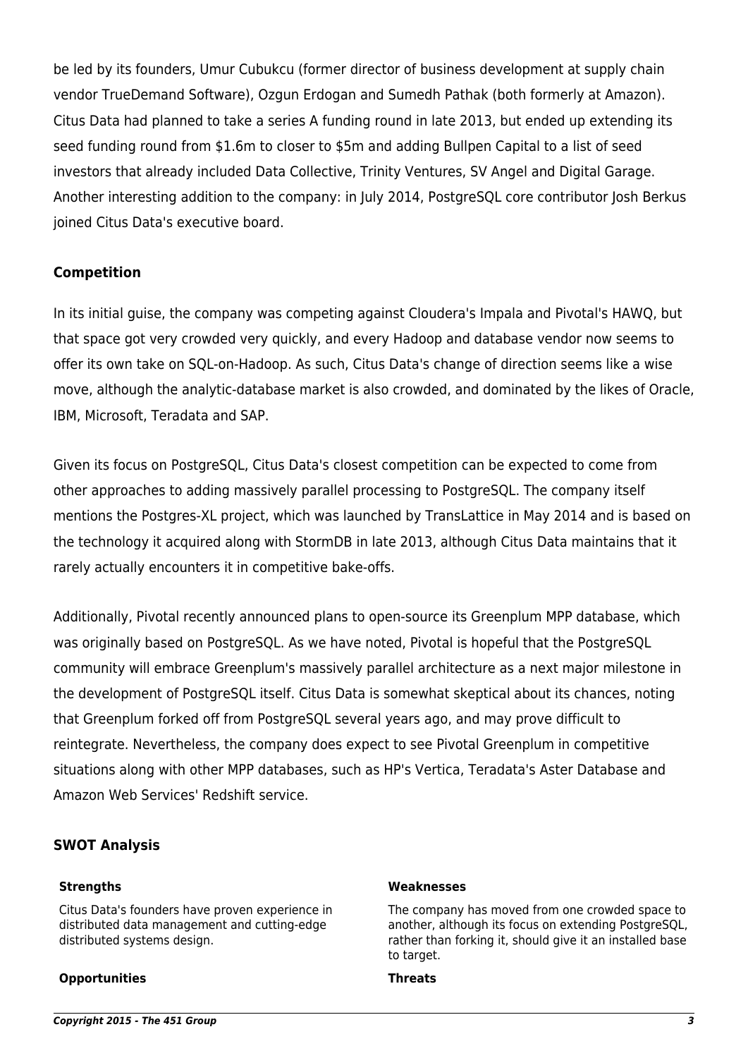be led by its founders, Umur Cubukcu (former director of business development at supply chain vendor TrueDemand Software), Ozgun Erdogan and Sumedh Pathak (both formerly at Amazon). Citus Data had planned to take a series A funding round in late 2013, but ended up extending its seed funding round from $1.6m to closer to $5m and adding Bullpen Capital to a list of seed investors that already included Data Collective, Trinity Ventures, SV Angel and Digital Garage. Another interesting addition to the company: in July 2014, PostgreSQL core contributor Josh Berkus joined Citus Data's executive board.

## Competition

In its initial guise, the company was competing against Cloudera's Impala and Pivotal's HAWQ, but that space got very crowded very quickly, and every Hadoop and database vendor now seems to offer its own take on SQL-on-Hadoop. As such, Citus Data's change of direction seems like a wise move, although the analytic-database market is also crowded, and dominated by the likes of Oracle, IBM, Microsoft, Teradata and SAP.

Given its focus on PostgreSQL, Citus Data's closest competition can be expected to come from other approaches to adding massively parallel processing to PostgreSQL. The company itself mentions the Postgres-XL project, which was launched by TransLattice in May 2014 and is based on the technology it acquired along with StormDB in late 2013, although Citus Data maintains that it rarely actually encounters it in competitive bake-offs.

Additionally, Pivotal recently announced plans to open-source its Greenplum MPP database, which was originally based on PostgreSQL. As we have noted, Pivotal is hopeful that the PostgreSQL community will embrace Greenplum's massively parallel architecture as a next major milestone in the development of PostgreSQL itself. Citus Data is somewhat skeptical about its chances, noting that Greenplum forked off from PostgreSQL several years ago, and may prove difficult to reintegrate. Nevertheless, the company does expect to see Pivotal Greenplum in competitive situations along with other MPP databases, such as HP's Vertica, Teradata's Aster Database and Amazon Web Services' Redshift service.

## SWOT Analysis

### Strengths

Citus Data's founders have proven experience in distributed data management and cutting-edge distributed systems design.

### Weaknesses

The company has moved from one crowded space to another, although its focus on extending PostgreSQL, rather than forking it, should give it an installed base to target.

### Opportunities

### Threats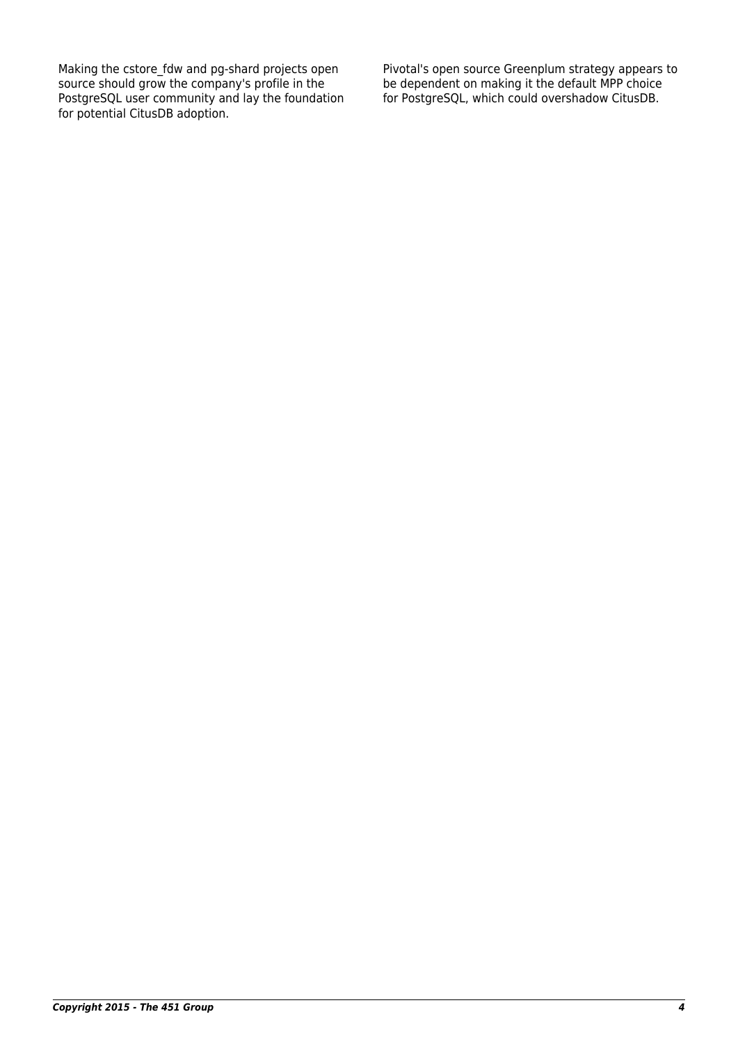Making the cstore_fdw and pg-shard projects open source should grow the company's profile in the PostgreSQL user community and lay the foundation for potential CitusDB adoption.

Pivotal's open source Greenplum strategy appears to be dependent on making it the default MPP choice for PostgreSQL, which could overshadow CitusDB.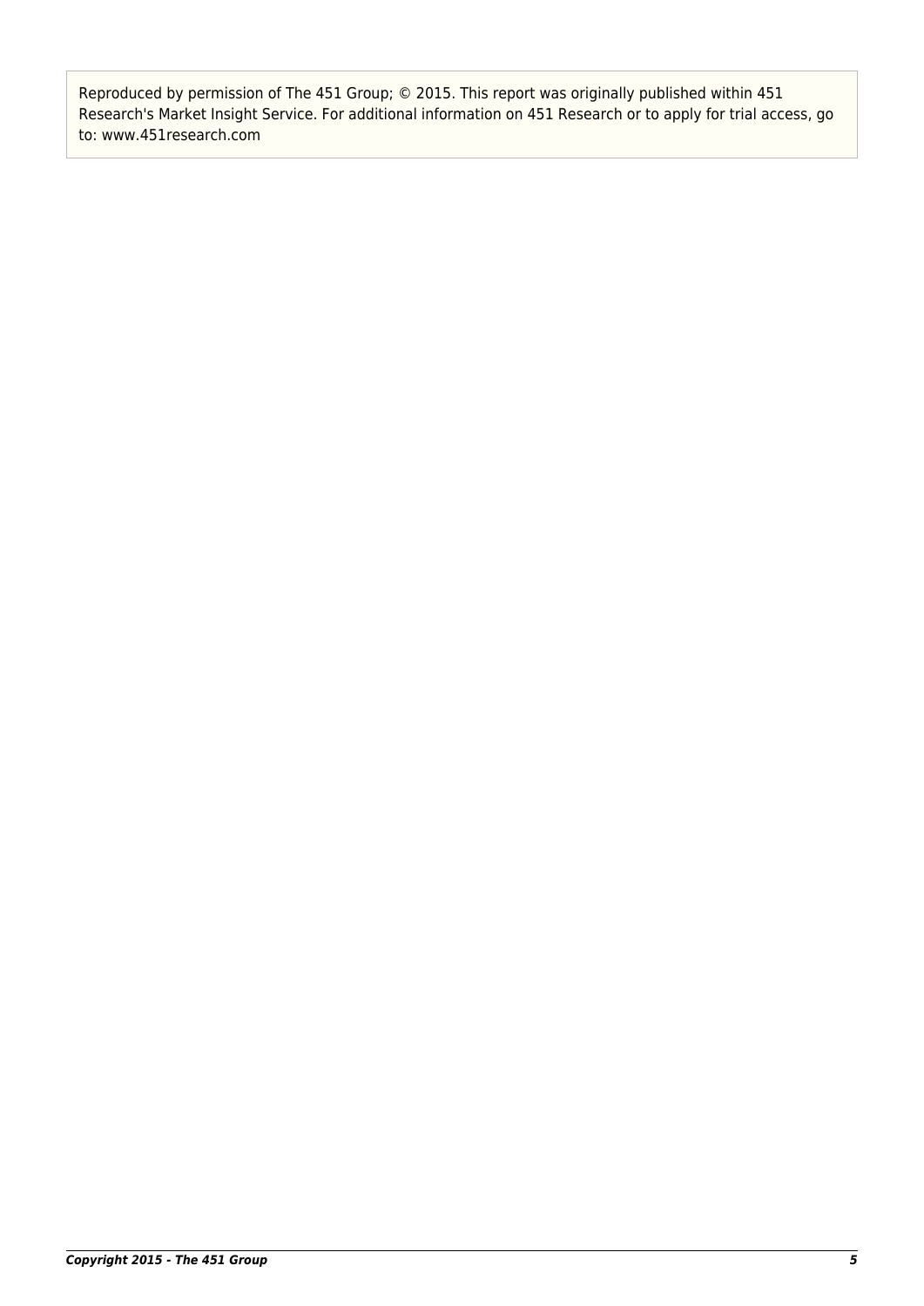Reproduced by permission of The 451 Group; © 2015. This report was originally published within 451 Research's Market Insight Service. For additional information on 451 Research or to apply for trial access, go to: www.451research.com